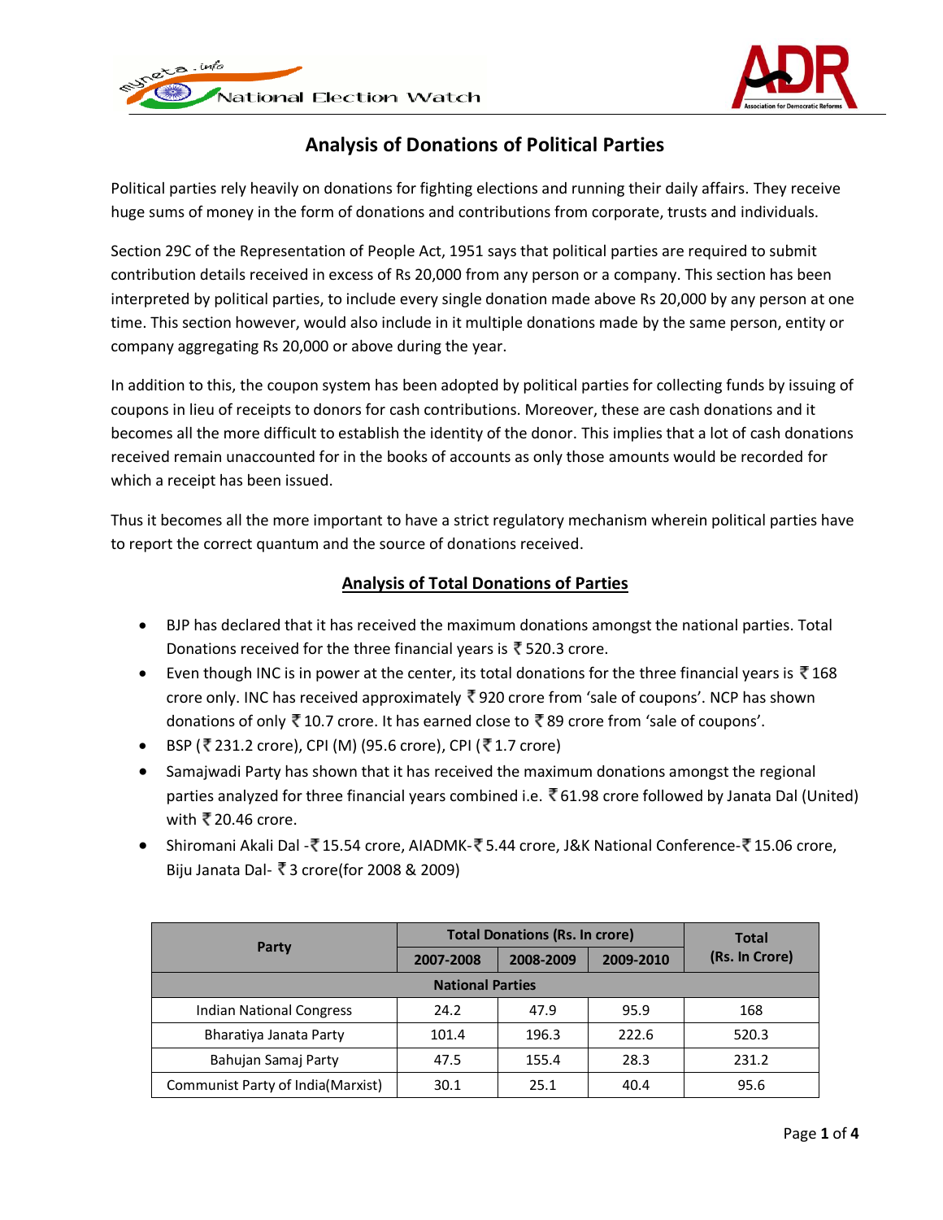# Analysis of Donations of Political Parties

Political parties rely heavily on donations for fighting elections and running their daily affairs. They receive huge sums of money in the form of donations and contributions from corporate, trusts and individuals.

Section 29C of the Representation of People Act, 1951 says that political parties are required to submit contribution details received in excess of Rs 20,000 from any person or a company. This section has been interpreted by political parties, to include every single donation made above Rs 20,000 by any person at one time. This section however, would also include in it multiple donations made by the same person, entity or company aggregating Rs 20,000 or above during the year.

In addition to this, the coupon system has been adopted by political parties for collecting funds by issuing of coupons in lieu of receipts to donors for cash contributions. Moreover, these are cash donations and it becomes all the more difficult to establish the identity of the donor. This implies that a lot of cash donations received remain unaccounted for in the books of accounts as only those amounts would be recorded for which a receipt has been issued.

Thus it becomes all the more important to have a strict regulatory mechanism wherein political parties have to report the correct quantum and the source of donations received.

## Analysis of Total Donations of Parties

- BJP has declared that it has received the maximum donations amongst the national parties. Total Donations received for the three financial years is ₹ 520.3 crore.
- Even though INC is in power at the center, its total donations for the three financial years is ₹ 168 crore only. INC has received approximately ₹ 920 crore from 'sale of coupons'. NCP has shown donations of only ₹ 10.7 crore. It has earned close to ₹ 89 crore from 'sale of coupons'.
- BSP (₹ 231.2 crore), CPI (M) (95.6 crore), CPI (₹ 1.7 crore)
- Samajwadi Party has shown that it has received the maximum donations amongst the regional parties analyzed for three financial years combined i.e. ₹ 61.98 crore followed by Janata Dal (United) with ₹ 20.46 crore.
- Shiromani Akali Dal - ₹ 15.54 crore, AIADMK- ₹ 5.44 crore, J&K National Conference- ₹ 15.06 crore, Biju Janata Dal- ₹ 3 crore(for 2008 & 2009)

| Party | Total Donations (Rs. In crore) | | | Total (Rs. In Crore) |
|---|---|---|---|---|
| | 2007-2008 | 2008-2009 | 2009-2010 | |
| **National Parties** | | | | |
| Indian National Congress | 24.2 | 47.9 | 95.9 | 168 |
| Bharatiya Janata Party | 101.4 | 196.3 | 222.6 | 520.3 |
| Bahujan Samaj Party | 47.5 | 155.4 | 28.3 | 231.2 |
| Communist Party of India(Marxist) | 30.1 | 25.1 | 40.4 | 95.6 |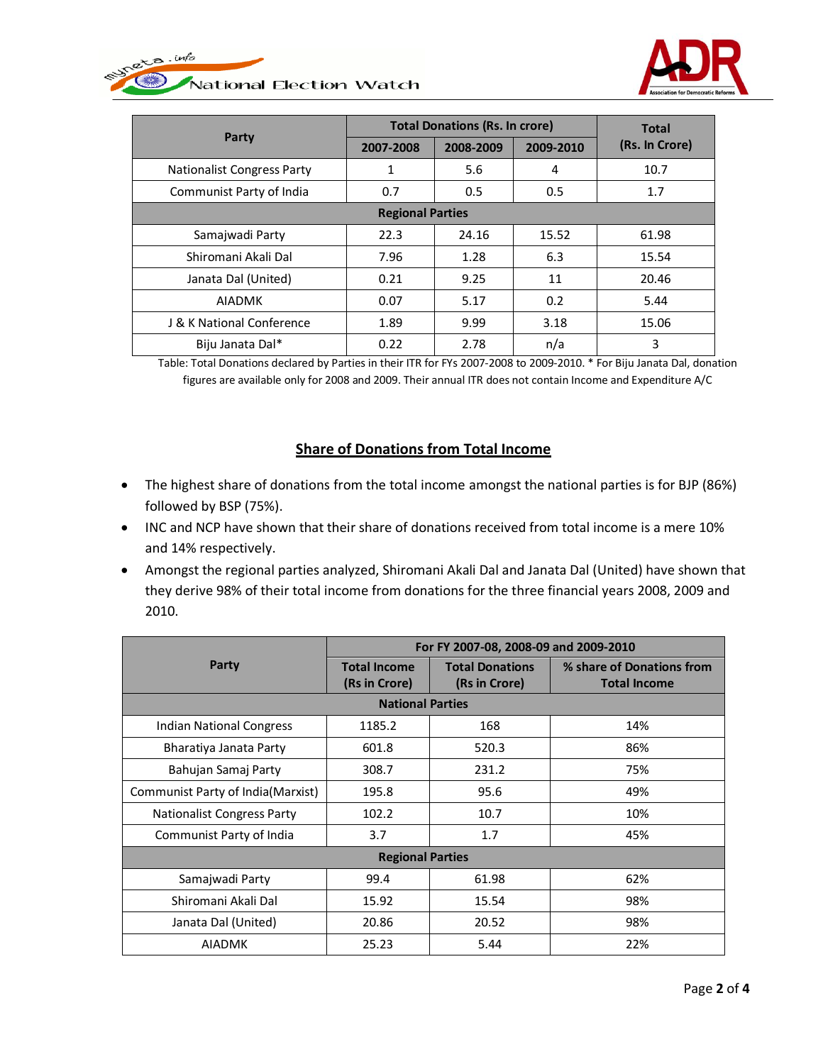| Party | Total Donations (Rs. In crore) | | | Total (Rs. In Crore) |
|---|---|---|---|---|
| | 2007-2008 | 2008-2009 | 2009-2010 | |
| Nationalist Congress Party | 1 | 5.6 | 4 | 10.7 |
| Communist Party of India | 0.7 | 0.5 | 0.5 | 1.7 |
| **Regional Parties** | | | | |
| Samajwadi Party | 22.3 | 24.16 | 15.52 | 61.98 |
| Shiromani Akali Dal | 7.96 | 1.28 | 6.3 | 15.54 |
| Janata Dal (United) | 0.21 | 9.25 | 11 | 20.46 |
| AIADMK | 0.07 | 5.17 | 0.2 | 5.44 |
| J & K National Conference | 1.89 | 9.99 | 3.18 | 15.06 |
| Biju Janata Dal* | 0.22 | 2.78 | n/a | 3 |

Table: Total Donations declared by Parties in their ITR for FYs 2007-2008 to 2009-2010. * For Biju Janata Dal, donation figures are available only for 2008 and 2009. Their annual ITR does not contain Income and Expenditure A/C

## Share of Donations from Total Income

- The highest share of donations from the total income amongst the national parties is for BJP (86%) followed by BSP (75%).
- INC and NCP have shown that their share of donations received from total income is a mere 10% and 14% respectively.
- Amongst the regional parties analyzed, Shiromani Akali Dal and Janata Dal (United) have shown that they derive 98% of their total income from donations for the three financial years 2008, 2009 and 2010.

| Party | For FY 2007-08, 2008-09 and 2009-2010 | | |
|---|---|---|---|
| | Total Income (Rs in Crore) | Total Donations (Rs in Crore) | % share of Donations from Total Income |
| **National Parties** | | | |
| Indian National Congress | 1185.2 | 168 | 14% |
| Bharatiya Janata Party | 601.8 | 520.3 | 86% |
| Bahujan Samaj Party | 308.7 | 231.2 | 75% |
| Communist Party of India(Marxist) | 195.8 | 95.6 | 49% |
| Nationalist Congress Party | 102.2 | 10.7 | 10% |
| Communist Party of India | 3.7 | 1.7 | 45% |
| **Regional Parties** | | | |
| Samajwadi Party | 99.4 | 61.98 | 62% |
| Shiromani Akali Dal | 15.92 | 15.54 | 98% |
| Janata Dal (United) | 20.86 | 20.52 | 98% |
| AIADMK | 25.23 | 5.44 | 22% |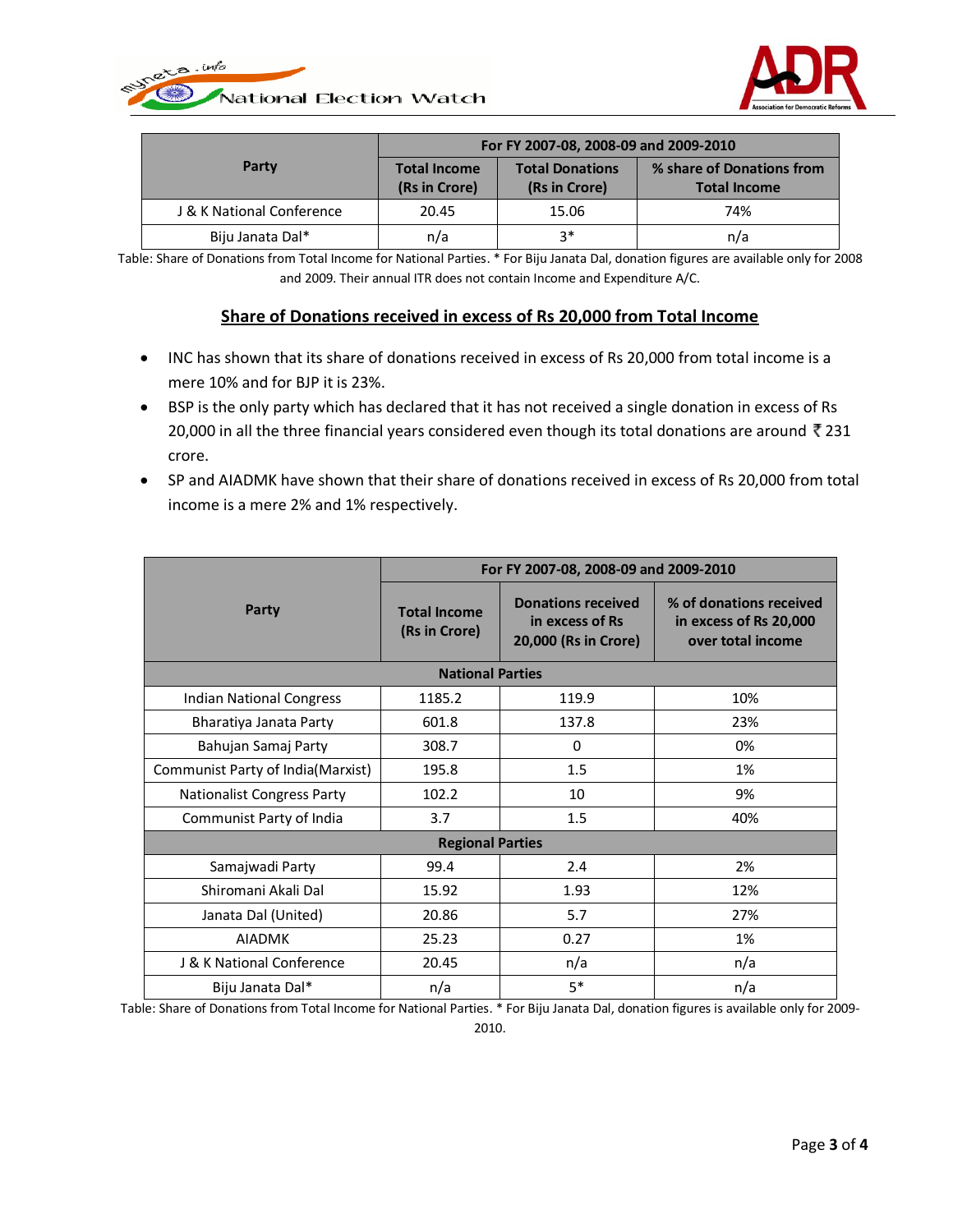| Party | For FY 2007-08, 2008-09 and 2009-2010 | | |
|---|---|---|---|
| | Total Income (Rs in Crore) | Total Donations (Rs in Crore) | % share of Donations from Total Income |
| J & K National Conference | 20.45 | 15.06 | 74% |
| Biju Janata Dal* | n/a | 3* | n/a |

Table: Share of Donations from Total Income for National Parties. * For Biju Janata Dal, donation figures are available only for 2008 and 2009. Their annual ITR does not contain Income and Expenditure A/C.

## Share of Donations received in excess of Rs 20,000 from Total Income

- INC has shown that its share of donations received in excess of Rs 20,000 from total income is a mere 10% and for BJP it is 23%.
- BSP is the only party which has declared that it has not received a single donation in excess of Rs 20,000 in all the three financial years considered even though its total donations are around ₹ 231 crore.
- SP and AIADMK have shown that their share of donations received in excess of Rs 20,000 from total income is a mere 2% and 1% respectively.

| Party | For FY 2007-08, 2008-09 and 2009-2010 | | |
|---|---|---|---|
| | Total Income (Rs in Crore) | Donations received in excess of Rs 20,000 (Rs in Crore) | % of donations received in excess of Rs 20,000 over total income |
| **National Parties** | | | |
| Indian National Congress | 1185.2 | 119.9 | 10% |
| Bharatiya Janata Party | 601.8 | 137.8 | 23% |
| Bahujan Samaj Party | 308.7 | 0 | 0% |
| Communist Party of India(Marxist) | 195.8 | 1.5 | 1% |
| Nationalist Congress Party | 102.2 | 10 | 9% |
| Communist Party of India | 3.7 | 1.5 | 40% |
| **Regional Parties** | | | |
| Samajwadi Party | 99.4 | 2.4 | 2% |
| Shiromani Akali Dal | 15.92 | 1.93 | 12% |
| Janata Dal (United) | 20.86 | 5.7 | 27% |
| AIADMK | 25.23 | 0.27 | 1% |
| J & K National Conference | 20.45 | n/a | n/a |
| Biju Janata Dal* | n/a | 5* | n/a |

Table: Share of Donations from Total Income for National Parties. * For Biju Janata Dal, donation figures is available only for 2009-2010.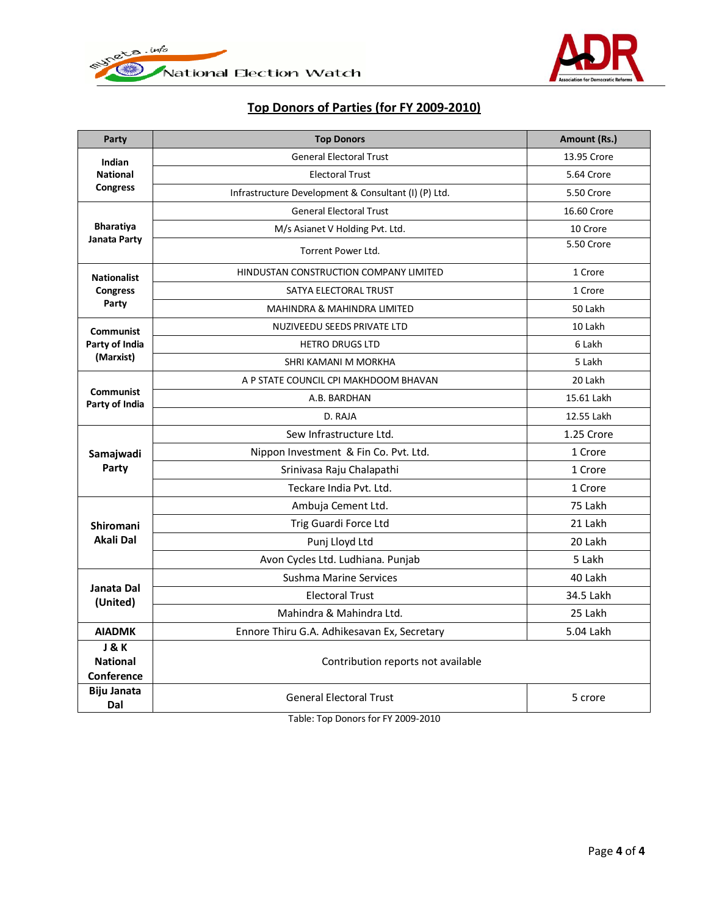## Top Donors of Parties (for FY 2009-2010)

| Party | Top Donors | Amount (Rs.) |
|---|---|---|
| Indian National Congress | General Electoral Trust | 13.95 Crore |
| | Electoral Trust | 5.64 Crore |
| | Infrastructure Development & Consultant (I) (P) Ltd. | 5.50 Crore |
| Bharatiya Janata Party | General Electoral Trust | 16.60 Crore |
| | M/s Asianet V Holding Pvt. Ltd. | 10 Crore |
| | Torrent Power Ltd. | 5.50 Crore |
| Nationalist Congress Party | HINDUSTAN CONSTRUCTION COMPANY LIMITED | 1 Crore |
| | SATYA ELECTORAL TRUST | 1 Crore |
| | MAHINDRA & MAHINDRA LIMITED | 50 Lakh |
| Communist Party of India (Marxist) | NUZIVEEDU SEEDS PRIVATE LTD | 10 Lakh |
| | HETRO DRUGS LTD | 6 Lakh |
| | SHRI KAMANI M MORKHA | 5 Lakh |
| Communist Party of India | A P STATE COUNCIL CPI MAKHDOOM BHAVAN | 20 Lakh |
| | A.B. BARDHAN | 15.61 Lakh |
| | D. RAJA | 12.55 Lakh |
| Samajwadi Party | Sew Infrastructure Ltd. | 1.25 Crore |
| | Nippon Investment & Fin Co. Pvt. Ltd. | 1 Crore |
| | Srinivasa Raju Chalapathi | 1 Crore |
| | Teckare India Pvt. Ltd. | 1 Crore |
| Shiromani Akali Dal | Ambuja Cement Ltd. | 75 Lakh |
| | Trig Guardi Force Ltd | 21 Lakh |
| | Punj Lloyd Ltd | 20 Lakh |
| | Avon Cycles Ltd. Ludhiana. Punjab | 5 Lakh |
| Janata Dal (United) | Sushma Marine Services | 40 Lakh |
| | Electoral Trust | 34.5 Lakh |
| | Mahindra & Mahindra Ltd. | 25 Lakh |
| AIADMK | Ennore Thiru G.A. Adhikesavan Ex, Secretary | 5.04 Lakh |
| J & K National Conference | Contribution reports not available | |
| Biju Janata Dal | General Electoral Trust | 5 crore |

Table: Top Donors for FY 2009-2010